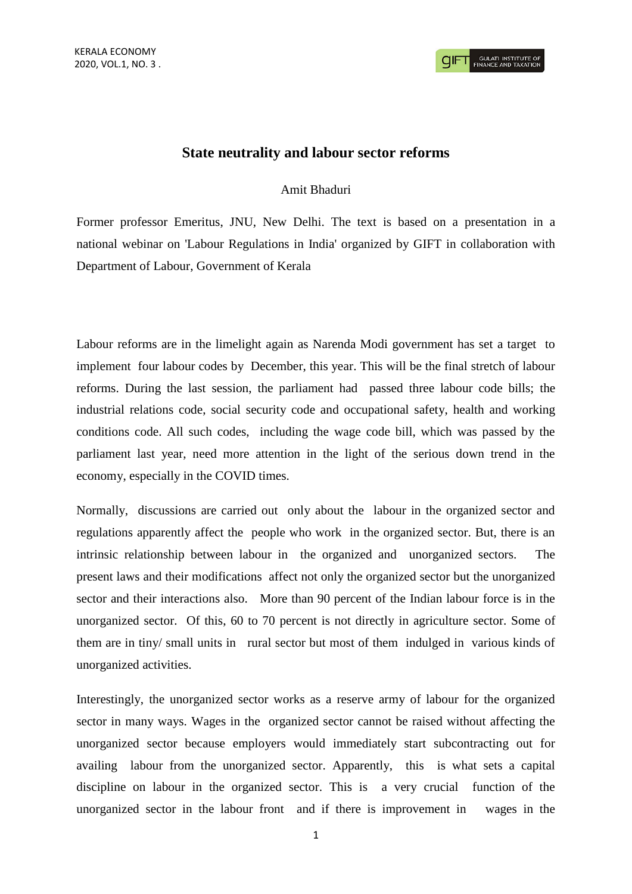# State neutrality and labour sector reforms

Amit Bhaduri

Former professor Emeritus, JNU, New Delhi. The text is based on a presentation in a national webinar on 'Labour Regulations in India' organized by GIFT in collaboration with Department of Labour, Government of Kerala

Labour reforms are in the limelight again as Narenda Modi government has set a target to implement four labour codes by December, this year. This will be the final stretch of labour reforms. During the last session, the parliament had passed three labour code bills; the industrial relations code, social security code and occupational safety, health and working conditions code. All such codes, including the wage code bill, which was passed by the parliament last year, need more attention in the light of the serious down trend in the economy, especially in the COVID times.

Normally, discussions are carried out only about the labour in the organized sector and regulations apparently affect the people who work in the organized sector. But, there is an intrinsic relationship between labour in the organized and unorganized sectors. The present laws and their modifications affect not only the organized sector but the unorganized sector and their interactions also. More than 90 percent of the Indian labour force is in the unorganized sector. Of this, 60 to 70 percent is not directly in agriculture sector. Some of them are in tiny/ small units in rural sector but most of them indulged in various kinds of unorganized activities.

Interestingly, the unorganized sector works as a reserve army of labour for the organized sector in many ways. Wages in the organized sector cannot be raised without affecting the unorganized sector because employers would immediately start subcontracting out for availing labour from the unorganized sector. Apparently, this is what sets a capital discipline on labour in the organized sector. This is a very crucial function of the unorganized sector in the labour front and if there is improvement in wages in the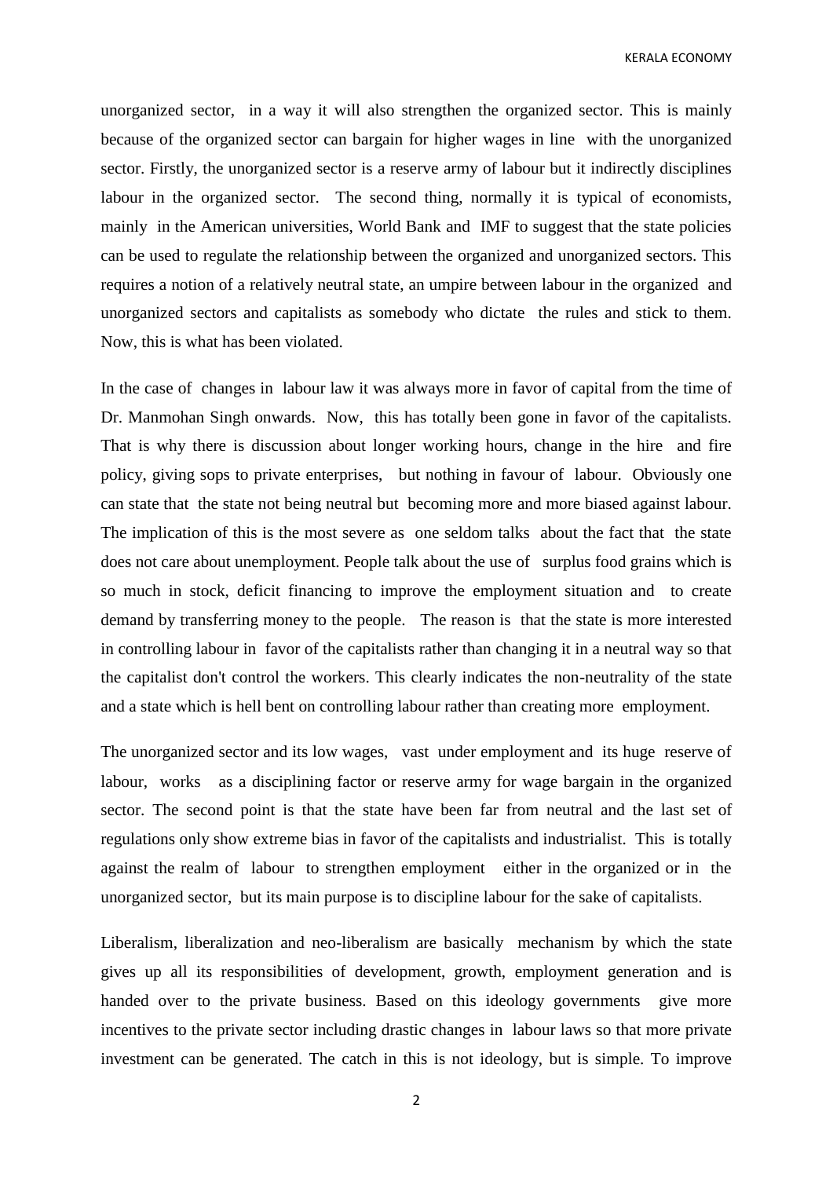unorganized sector, in a way it will also strengthen the organized sector. This is mainly because of the organized sector can bargain for higher wages in line with the unorganized sector. Firstly, the unorganized sector is a reserve army of labour but it indirectly disciplines labour in the organized sector. The second thing, normally it is typical of economists, mainly in the American universities, World Bank and IMF to suggest that the state policies can be used to regulate the relationship between the organized and unorganized sectors. This requires a notion of a relatively neutral state, an umpire between labour in the organized and unorganized sectors and capitalists as somebody who dictate the rules and stick to them. Now, this is what has been violated.

In the case of changes in labour law it was always more in favor of capital from the time of Dr. Manmohan Singh onwards. Now, this has totally been gone in favor of the capitalists. That is why there is discussion about longer working hours, change in the hire and fire policy, giving sops to private enterprises, but nothing in favour of labour. Obviously one can state that the state not being neutral but becoming more and more biased against labour. The implication of this is the most severe as one seldom talks about the fact that the state does not care about unemployment. People talk about the use of surplus food grains which is so much in stock, deficit financing to improve the employment situation and to create demand by transferring money to the people. The reason is that the state is more interested in controlling labour in favor of the capitalists rather than changing it in a neutral way so that the capitalist don't control the workers. This clearly indicates the non-neutrality of the state and a state which is hell bent on controlling labour rather than creating more employment.

The unorganized sector and its low wages, vast under employment and its huge reserve of labour, works as a disciplining factor or reserve army for wage bargain in the organized sector. The second point is that the state have been far from neutral and the last set of regulations only show extreme bias in favor of the capitalists and industrialist. This is totally against the realm of labour to strengthen employment either in the organized or in the unorganized sector, but its main purpose is to discipline labour for the sake of capitalists.

Liberalism, liberalization and neo-liberalism are basically mechanism by which the state gives up all its responsibilities of development, growth, employment generation and is handed over to the private business. Based on this ideology governments give more incentives to the private sector including drastic changes in labour laws so that more private investment can be generated. The catch in this is not ideology, but is simple. To improve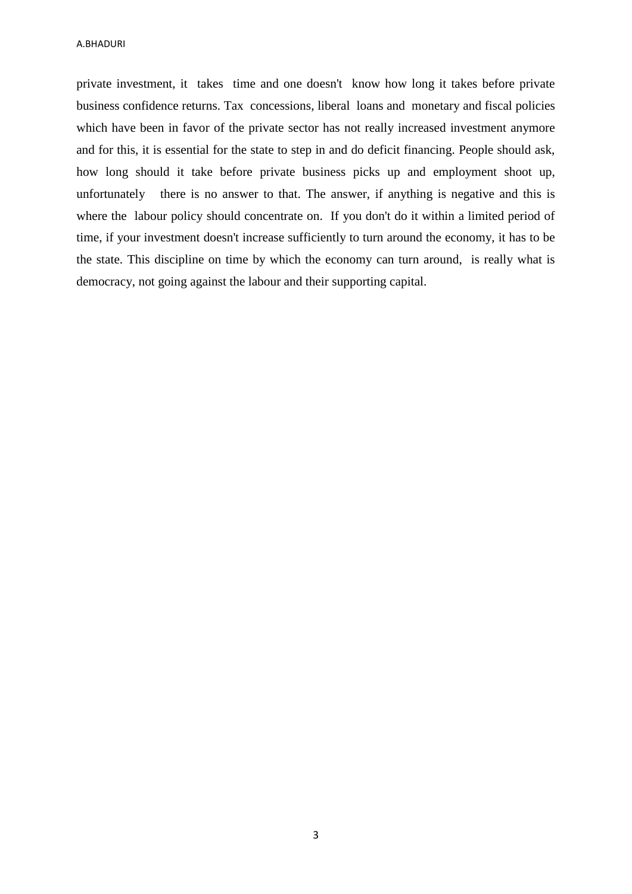private investment, it takes time and one doesn't know how long it takes before private business confidence returns. Tax concessions, liberal loans and monetary and fiscal policies which have been in favor of the private sector has not really increased investment anymore and for this, it is essential for the state to step in and do deficit financing. People should ask, how long should it take before private business picks up and employment shoot up, unfortunately there is no answer to that. The answer, if anything is negative and this is where the labour policy should concentrate on. If you don't do it within a limited period of time, if your investment doesn't increase sufficiently to turn around the economy, it has to be the state. This discipline on time by which the economy can turn around, is really what is democracy, not going against the labour and their supporting capital.